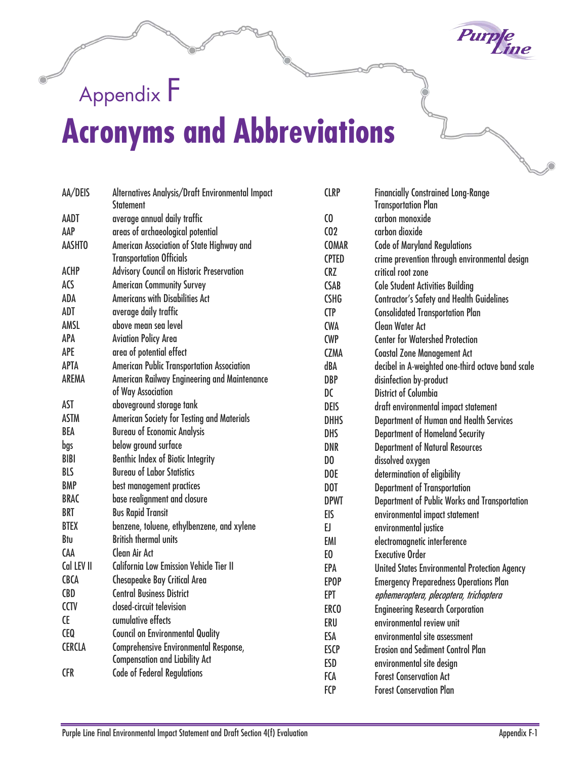# Appendix F

# Acronyms and Abbreviations

| | |
|---|---|
| AA/DEIS | Alternatives Analysis/Draft Environmental Impact Statement |
| AADT | average annual daily traffic |
| AAP | areas of archaeological potential |
| AASHTO | American Association of State Highway and Transportation Officials |
| ACHP | Advisory Council on Historic Preservation |
| ACS | American Community Survey |
| ADA | Americans with Disabilities Act |
| ADT | average daily traffic |
| AMSL | above mean sea level |
| APA | Aviation Policy Area |
| APE | area of potential effect |
| APTA | American Public Transportation Association |
| AREMA | American Railway Engineering and Maintenance of Way Association |
| AST | aboveground storage tank |
| ASTM | American Society for Testing and Materials |
| BEA | Bureau of Economic Analysis |
| bgs | below ground surface |
| BIBI | Benthic Index of Biotic Integrity |
| BLS | Bureau of Labor Statistics |
| BMP | best management practices |
| BRAC | base realignment and closure |
| BRT | Bus Rapid Transit |
| BTEX | benzene, toluene, ethylbenzene, and xylene |
| Btu | British thermal units |
| CAA | Clean Air Act |
| Cal LEV II | California Low Emission Vehicle Tier II |
| CBCA | Chesapeake Bay Critical Area |
| CBD | Central Business District |
| CCTV | closed-circuit television |
| CE | cumulative effects |
| CEQ | Council on Environmental Quality |
| CERCLA | Comprehensive Environmental Response, Compensation and Liability Act |
| CFR | Code of Federal Regulations |
| CLRP | Financially Constrained Long-Range Transportation Plan |
| CO | carbon monoxide |
| CO2 | carbon dioxide |
| COMAR | Code of Maryland Regulations |
| CPTED | crime prevention through environmental design |
| CRZ | critical root zone |
| CSAB | Cole Student Activities Building |
| CSHG | Contractor's Safety and Health Guidelines |
| CTP | Consolidated Transportation Plan |
| CWA | Clean Water Act |
| CWP | Center for Watershed Protection |
| CZMA | Coastal Zone Management Act |
| dBA | decibel in A-weighted one-third octave band scale |
| DBP | disinfection by-product |
| DC | District of Columbia |
| DEIS | draft environmental impact statement |
| DHHS | Department of Human and Health Services |
| DHS | Department of Homeland Security |
| DNR | Department of Natural Resources |
| DO | dissolved oxygen |
| DOE | determination of eligibility |
| DOT | Department of Transportation |
| DPWT | Department of Public Works and Transportation |
| EIS | environmental impact statement |
| EJ | environmental justice |
| EMI | electromagnetic interference |
| EO | Executive Order |
| EPA | United States Environmental Protection Agency |
| EPOP | Emergency Preparedness Operations Plan |
| EPT | *ephemeroptera, plecoptera, trichoptera* |
| ERCO | Engineering Research Corporation |
| ERU | environmental review unit |
| ESA | environmental site assessment |
| ESCP | Erosion and Sediment Control Plan |
| ESD | environmental site design |
| FCA | Forest Conservation Act |
| FCP | Forest Conservation Plan |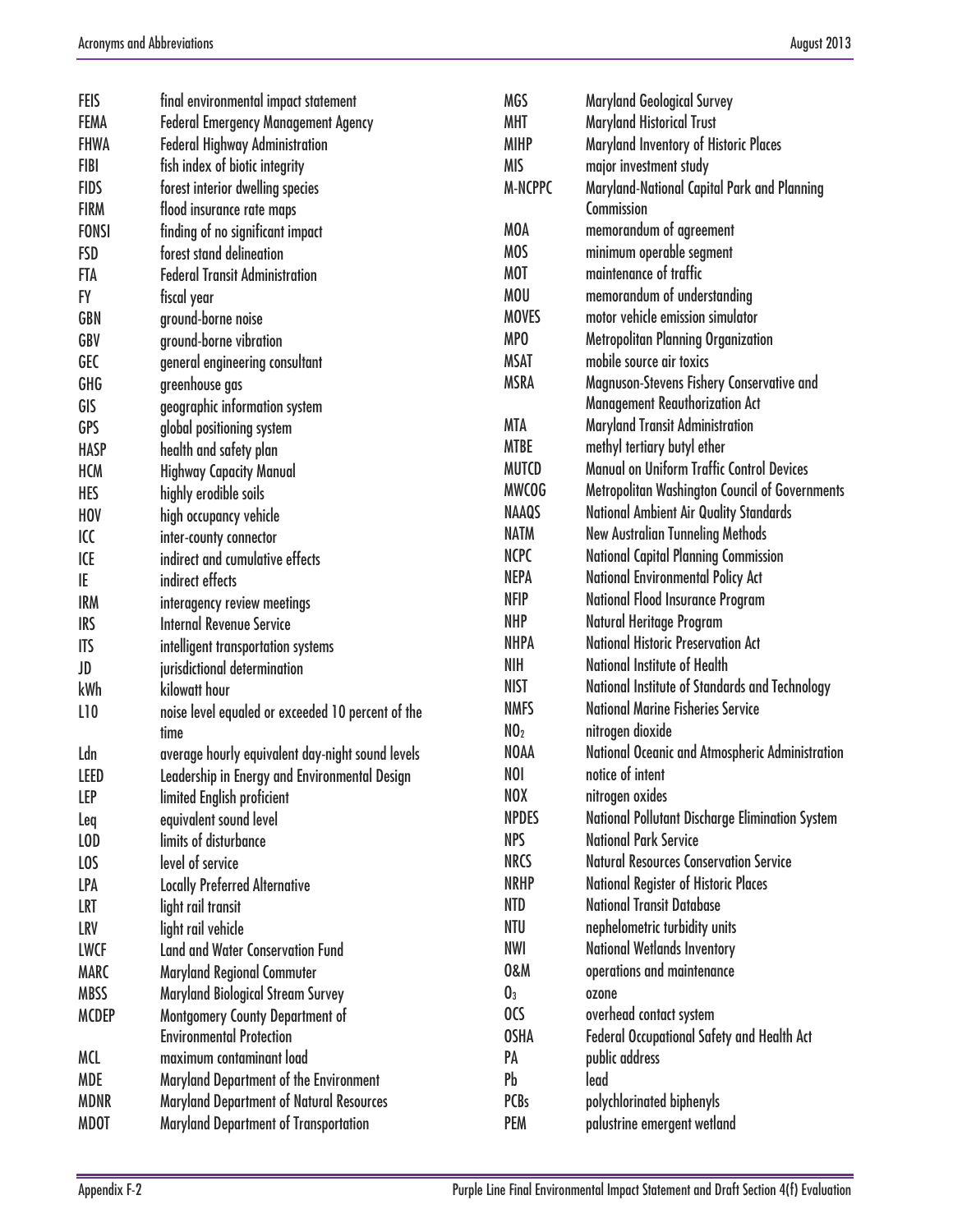| | |
|---|---|
| FEIS | final environmental impact statement |
| FEMA | Federal Emergency Management Agency |
| FHWA | Federal Highway Administration |
| FIBI | fish index of biotic integrity |
| FIDS | forest interior dwelling species |
| FIRM | flood insurance rate maps |
| FONSI | finding of no significant impact |
| FSD | forest stand delineation |
| FTA | Federal Transit Administration |
| FY | fiscal year |
| GBN | ground-borne noise |
| GBV | ground-borne vibration |
| GEC | general engineering consultant |
| GHG | greenhouse gas |
| GIS | geographic information system |
| GPS | global positioning system |
| HASP | health and safety plan |
| HCM | Highway Capacity Manual |
| HES | highly erodible soils |
| HOV | high occupancy vehicle |
| ICC | inter-county connector |
| ICE | indirect and cumulative effects |
| IE | indirect effects |
| IRM | interagency review meetings |
| IRS | Internal Revenue Service |
| ITS | intelligent transportation systems |
| JD | jurisdictional determination |
| kWh | kilowatt hour |
| L10 | noise level equaled or exceeded 10 percent of the time |
| Ldn | average hourly equivalent day-night sound levels |
| LEED | Leadership in Energy and Environmental Design |
| LEP | limited English proficient |
| Leq | equivalent sound level |
| LOD | limits of disturbance |
| LOS | level of service |
| LPA | Locally Preferred Alternative |
| LRT | light rail transit |
| LRV | light rail vehicle |
| LWCF | Land and Water Conservation Fund |
| MARC | Maryland Regional Commuter |
| MBSS | Maryland Biological Stream Survey |
| MCDEP | Montgomery County Department of Environmental Protection |
| MCL | maximum contaminant load |
| MDE | Maryland Department of the Environment |
| MDNR | Maryland Department of Natural Resources |
| MDOT | Maryland Department of Transportation |
| MGS | Maryland Geological Survey |
| MHT | Maryland Historical Trust |
| MIHP | Maryland Inventory of Historic Places |
| MIS | major investment study |
| M-NCPPC | Maryland-National Capital Park and Planning Commission |
| MOA | memorandum of agreement |
| MOS | minimum operable segment |
| MOT | maintenance of traffic |
| MOU | memorandum of understanding |
| MOVES | motor vehicle emission simulator |
| MPO | Metropolitan Planning Organization |
| MSAT | mobile source air toxics |
| MSRA | Magnuson-Stevens Fishery Conservative and Management Reauthorization Act |
| MTA | Maryland Transit Administration |
| MTBE | methyl tertiary butyl ether |
| MUTCD | Manual on Uniform Traffic Control Devices |
| MWCOG | Metropolitan Washington Council of Governments |
| NAAQS | National Ambient Air Quality Standards |
| NATM | New Australian Tunneling Methods |
| NCPC | National Capital Planning Commission |
| NEPA | National Environmental Policy Act |
| NFIP | National Flood Insurance Program |
| NHP | Natural Heritage Program |
| NHPA | National Historic Preservation Act |
| NIH | National Institute of Health |
| NIST | National Institute of Standards and Technology |
| NMFS | National Marine Fisheries Service |
| $NO_2$ | nitrogen dioxide |
| NOAA | National Oceanic and Atmospheric Administration |
| NOI | notice of intent |
| NOX | nitrogen oxides |
| NPDES | National Pollutant Discharge Elimination System |
| NPS | National Park Service |
| NRCS | Natural Resources Conservation Service |
| NRHP | National Register of Historic Places |
| NTD | National Transit Database |
| NTU | nephelometric turbidity units |
| NWI | National Wetlands Inventory |
| O&M | operations and maintenance |
| $O_3$ | ozone |
| OCS | overhead contact system |
| OSHA | Federal Occupational Safety and Health Act |
| PA | public address |
| Pb | lead |
| PCBs | polychlorinated biphenyls |
| PEM | palustrine emergent wetland |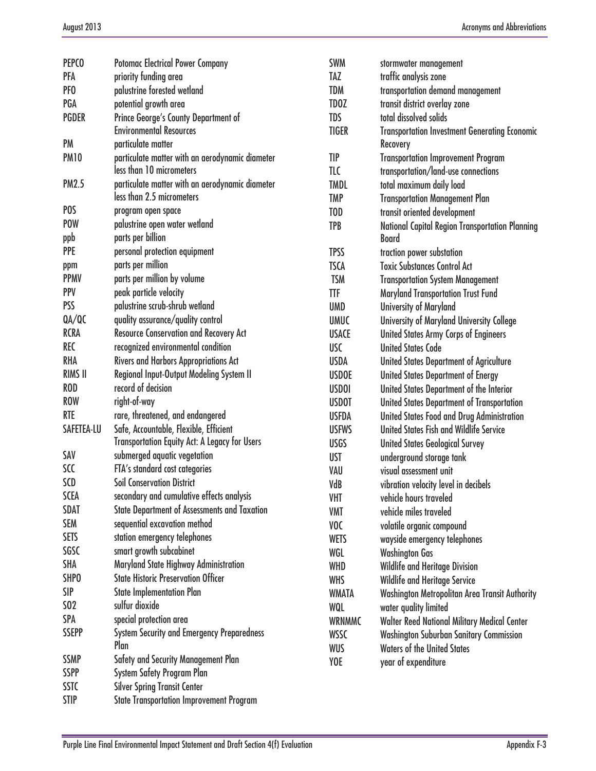| | |
|---|---|
| PEPCO | Potomac Electrical Power Company |
| PFA | priority funding area |
| PFO | palustrine forested wetland |
| PGA | potential growth area |
| PGDER | Prince George's County Department of Environmental Resources |
| PM | particulate matter |
| PM10 | particulate matter with an aerodynamic diameter less than 10 micrometers |
| PM2.5 | particulate matter with an aerodynamic diameter less than 2.5 micrometers |
| POS | program open space |
| POW | palustrine open water wetland |
| ppb | parts per billion |
| PPE | personal protection equipment |
| ppm | parts per million |
| PPMV | parts per million by volume |
| PPV | peak particle velocity |
| PSS | palustrine scrub-shrub wetland |
| QA/QC | quality assurance/quality control |
| RCRA | Resource Conservation and Recovery Act |
| REC | recognized environmental condition |
| RHA | Rivers and Harbors Appropriations Act |
| RIMS II | Regional Input-Output Modeling System II |
| ROD | record of decision |
| ROW | right-of-way |
| RTE | rare, threatened, and endangered |
| SAFETEA-LU | Safe, Accountable, Flexible, Efficient Transportation Equity Act: A Legacy for Users |
| SAV | submerged aquatic vegetation |
| SCC | FTA's standard cost categories |
| SCD | Soil Conservation District |
| SCEA | secondary and cumulative effects analysis |
| SDAT | State Department of Assessments and Taxation |
| SEM | sequential excavation method |
| SETS | station emergency telephones |
| SGSC | smart growth subcabinet |
| SHA | Maryland State Highway Administration |
| SHPO | State Historic Preservation Officer |
| SIP | State Implementation Plan |
| SO2 | sulfur dioxide |
| SPA | special protection area |
| SSEPP | System Security and Emergency Preparedness Plan |
| SSMP | Safety and Security Management Plan |
| SSPP | System Safety Program Plan |
| SSTC | Silver Spring Transit Center |
| STIP | State Transportation Improvement Program |
| SWM | stormwater management |
| TAZ | traffic analysis zone |
| TDM | transportation demand management |
| TDOZ | transit district overlay zone |
| TDS | total dissolved solids |
| TIGER | Transportation Investment Generating Economic Recovery |
| TIP | Transportation Improvement Program |
| TLC | transportation/land-use connections |
| TMDL | total maximum daily load |
| TMP | Transportation Management Plan |
| TOD | transit oriented development |
| TPB | National Capital Region Transportation Planning Board |
| TPSS | traction power substation |
| TSCA | Toxic Substances Control Act |
| TSM | Transportation System Management |
| TTF | Maryland Transportation Trust Fund |
| UMD | University of Maryland |
| UMUC | University of Maryland University College |
| USACE | United States Army Corps of Engineers |
| USC | United States Code |
| USDA | United States Department of Agriculture |
| USDOE | United States Department of Energy |
| USDOI | United States Department of the Interior |
| USDOT | United States Department of Transportation |
| USFDA | United States Food and Drug Administration |
| USFWS | United States Fish and Wildlife Service |
| USGS | United States Geological Survey |
| UST | underground storage tank |
| VAU | visual assessment unit |
| VdB | vibration velocity level in decibels |
| VHT | vehicle hours traveled |
| VMT | vehicle miles traveled |
| VOC | volatile organic compound |
| WETS | wayside emergency telephones |
| WGL | Washington Gas |
| WHD | Wildlife and Heritage Division |
| WHS | Wildlife and Heritage Service |
| WMATA | Washington Metropolitan Area Transit Authority |
| WQL | water quality limited |
| WRNMMC | Walter Reed National Military Medical Center |
| WSSC | Washington Suburban Sanitary Commission |
| WUS | Waters of the United States |
| YOE | year of expenditure |